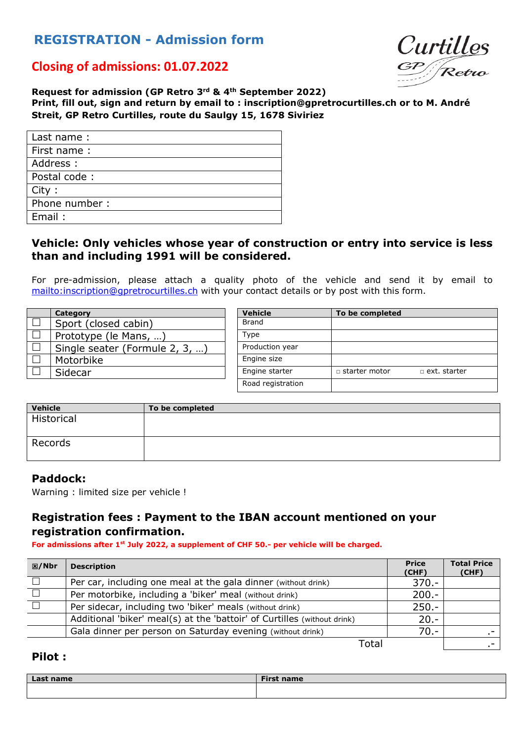## REGISTRATION - Admission form

Curtilles GP Retro

## Closing of admissions: 01.07.2022

**Request for admission (GP Retro 3rd & 4th September 2022)**
**Print, fill out, sign and return by email to : inscription@gpretrocurtilles.ch or to M. André Streit, GP Retro Curtilles, route du Saulgy 15, 1678 Siviriez**

| Last name : |
|---|
| First name : |
| Address : |
| Postal code : |
| City : |
| Phone number : |
| Email : |

### Vehicle: Only vehicles whose year of construction or entry into service is less than and including 1991 will be considered.

For pre-admission, please attach a quality photo of the vehicle and send it by email to mailto:inscription@gpretrocurtilles.ch with your contact details or by post with this form.

| | Category |
|---|---|
| ☐ | Sport (closed cabin) |
| ☐ | Prototype (le Mans, …) |
| ☐ | Single seater (Formule 2, 3, …) |
| ☐ | Motorbike |
| ☐ | Sidecar |

| Vehicle | To be completed |
|---|---|
| Brand | |
| Type | |
| Production year | |
| Engine size | |
| Engine starter | ▫ starter motor ▫ ext. starter |
| Road registration | |

| Vehicle | To be completed |
|---|---|
| Historical | |
| Records | |

### Paddock:

Warning : limited size per vehicle !

### Registration fees : Payment to the IBAN account mentioned on your registration confirmation.

**For admissions after 1st July 2022, a supplement of CHF 50.- per vehicle will be charged.**

| ☒/Nbr | Description | Price (CHF) | Total Price (CHF) |
|---|---|---|---|
| ☐ | Per car, including one meal at the gala dinner (without drink) | 370.- | |
| ☐ | Per motorbike, including a 'biker' meal (without drink) | 200.- | |
| ☐ | Per sidecar, including two 'biker' meals (without drink) | 250.- | |
| | Additional 'biker' meal(s) at the 'battoir' of Curtilles (without drink) | 20.- | |
| | Gala dinner per person on Saturday evening (without drink) | 70.- | .- |
| | | Total | .- |

### Pilot :

| Last name | First name |
|---|---|
| | |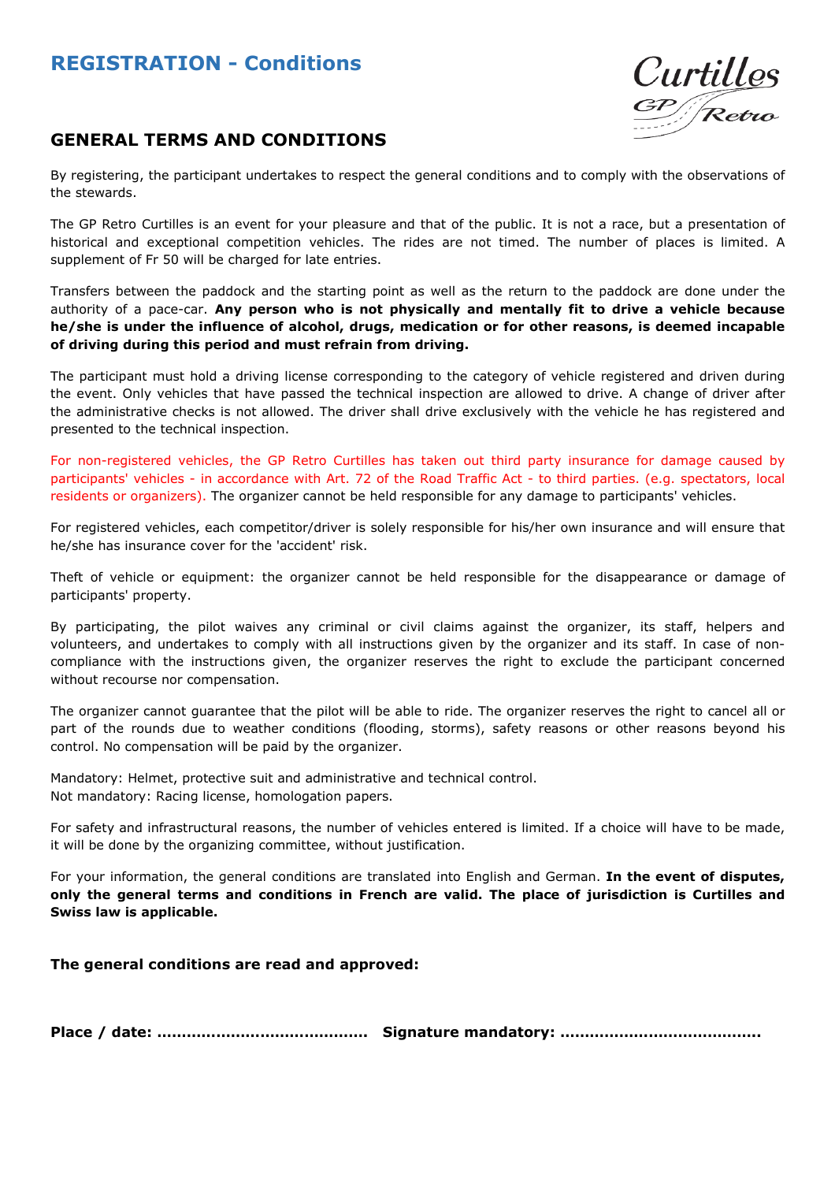# REGISTRATION - Conditions

## GENERAL TERMS AND CONDITIONS

By registering, the participant undertakes to respect the general conditions and to comply with the observations of the stewards.

The GP Retro Curtilles is an event for your pleasure and that of the public. It is not a race, but a presentation of historical and exceptional competition vehicles. The rides are not timed. The number of places is limited. A supplement of Fr 50 will be charged for late entries.

Transfers between the paddock and the starting point as well as the return to the paddock are done under the authority of a pace-car. **Any person who is not physically and mentally fit to drive a vehicle because he/she is under the influence of alcohol, drugs, medication or for other reasons, is deemed incapable of driving during this period and must refrain from driving.**

The participant must hold a driving license corresponding to the category of vehicle registered and driven during the event. Only vehicles that have passed the technical inspection are allowed to drive. A change of driver after the administrative checks is not allowed. The driver shall drive exclusively with the vehicle he has registered and presented to the technical inspection.

For non-registered vehicles, the GP Retro Curtilles has taken out third party insurance for damage caused by participants' vehicles - in accordance with Art. 72 of the Road Traffic Act - to third parties. (e.g. spectators, local residents or organizers). The organizer cannot be held responsible for any damage to participants' vehicles.

For registered vehicles, each competitor/driver is solely responsible for his/her own insurance and will ensure that he/she has insurance cover for the 'accident' risk.

Theft of vehicle or equipment: the organizer cannot be held responsible for the disappearance or damage of participants' property.

By participating, the pilot waives any criminal or civil claims against the organizer, its staff, helpers and volunteers, and undertakes to comply with all instructions given by the organizer and its staff. In case of non-compliance with the instructions given, the organizer reserves the right to exclude the participant concerned without recourse nor compensation.

The organizer cannot guarantee that the pilot will be able to ride. The organizer reserves the right to cancel all or part of the rounds due to weather conditions (flooding, storms), safety reasons or other reasons beyond his control. No compensation will be paid by the organizer.

Mandatory: Helmet, protective suit and administrative and technical control.
Not mandatory: Racing license, homologation papers.

For safety and infrastructural reasons, the number of vehicles entered is limited. If a choice will have to be made, it will be done by the organizing committee, without justification.

For your information, the general conditions are translated into English and German. **In the event of disputes, only the general terms and conditions in French are valid. The place of jurisdiction is Curtilles and Swiss law is applicable.**

**The general conditions are read and approved:**

**Place / date: ……………………………………… Signature mandatory: ……………………………………**